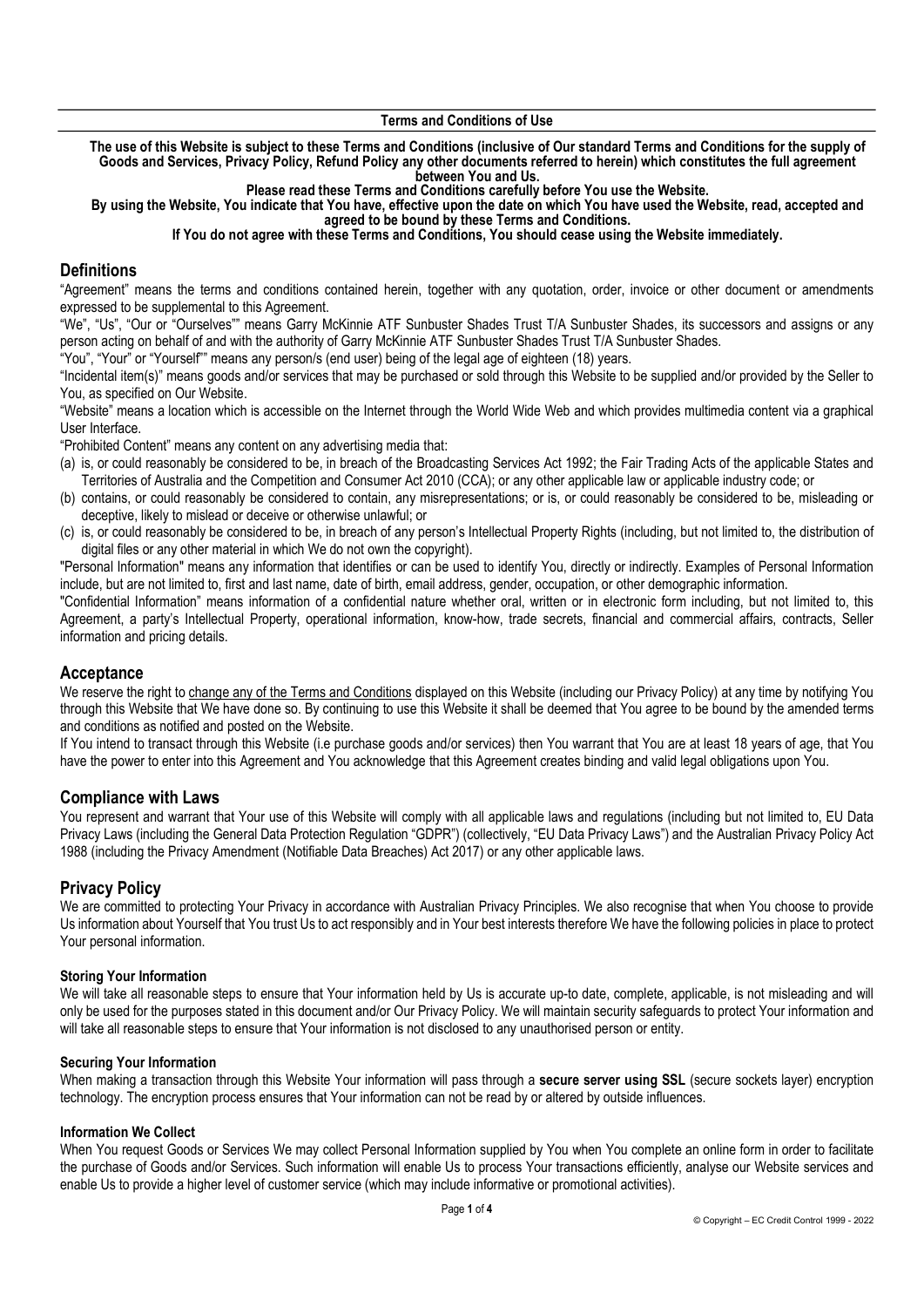**Terms and Conditions of Use**

**The use of this Website is subject to these Terms and Conditions (inclusive of Our standard Terms and Conditions for the supply of Goods and Services, Privacy Policy, Refund Policy any other documents referred to herein) which constitutes the full agreement between You and Us.**

**Please read these Terms and Conditions carefully before You use the Website.**

**By using the Website, You indicate that You have, effective upon the date on which You have used the Website, read, accepted and agreed to be bound by these Terms and Conditions.**

**If You do not agree with these Terms and Conditions, You should cease using the Website immediately.**

## Definitions

"Agreement" means the terms and conditions contained herein, together with any quotation, order, invoice or other document or amendments expressed to be supplemental to this Agreement.

"We", "Us", "Our or "Ourselves"" means Garry McKinnie ATF Sunbuster Shades Trust T/A Sunbuster Shades, its successors and assigns or any person acting on behalf of and with the authority of Garry McKinnie ATF Sunbuster Shades Trust T/A Sunbuster Shades.

"You", "Your" or "Yourself"" means any person/s (end user) being of the legal age of eighteen (18) years.

"Incidental item(s)" means goods and/or services that may be purchased or sold through this Website to be supplied and/or provided by the Seller to You, as specified on Our Website.

"Website" means a location which is accessible on the Internet through the World Wide Web and which provides multimedia content via a graphical User Interface.

"Prohibited Content" means any content on any advertising media that:

(a) is, or could reasonably be considered to be, in breach of the Broadcasting Services Act 1992; the Fair Trading Acts of the applicable States and Territories of Australia and the Competition and Consumer Act 2010 (CCA); or any other applicable law or applicable industry code; or
(b) contains, or could reasonably be considered to contain, any misrepresentations; or is, or could reasonably be considered to be, misleading or deceptive, likely to mislead or deceive or otherwise unlawful; or
(c) is, or could reasonably be considered to be, in breach of any person's Intellectual Property Rights (including, but not limited to, the distribution of digital files or any other material in which We do not own the copyright).

"Personal Information" means any information that identifies or can be used to identify You, directly or indirectly. Examples of Personal Information include, but are not limited to, first and last name, date of birth, email address, gender, occupation, or other demographic information.

"Confidential Information" means information of a confidential nature whether oral, written or in electronic form including, but not limited to, this Agreement, a party's Intellectual Property, operational information, know-how, trade secrets, financial and commercial affairs, contracts, Seller information and pricing details.

## Acceptance

We reserve the right to change any of the Terms and Conditions displayed on this Website (including our Privacy Policy) at any time by notifying You through this Website that We have done so. By continuing to use this Website it shall be deemed that You agree to be bound by the amended terms and conditions as notified and posted on the Website.

If You intend to transact through this Website (i.e purchase goods and/or services) then You warrant that You are at least 18 years of age, that You have the power to enter into this Agreement and You acknowledge that this Agreement creates binding and valid legal obligations upon You.

## Compliance with Laws

You represent and warrant that Your use of this Website will comply with all applicable laws and regulations (including but not limited to, EU Data Privacy Laws (including the General Data Protection Regulation "GDPR") (collectively, "EU Data Privacy Laws") and the Australian Privacy Policy Act 1988 (including the Privacy Amendment (Notifiable Data Breaches) Act 2017) or any other applicable laws.

## Privacy Policy

We are committed to protecting Your Privacy in accordance with Australian Privacy Principles. We also recognise that when You choose to provide Us information about Yourself that You trust Us to act responsibly and in Your best interests therefore We have the following policies in place to protect Your personal information.

### Storing Your Information

We will take all reasonable steps to ensure that Your information held by Us is accurate up-to date, complete, applicable, is not misleading and will only be used for the purposes stated in this document and/or Our Privacy Policy. We will maintain security safeguards to protect Your information and will take all reasonable steps to ensure that Your information is not disclosed to any unauthorised person or entity.

### Securing Your Information

When making a transaction through this Website Your information will pass through a **secure server using SSL** (secure sockets layer) encryption technology. The encryption process ensures that Your information can not be read by or altered by outside influences.

### Information We Collect

When You request Goods or Services We may collect Personal Information supplied by You when You complete an online form in order to facilitate the purchase of Goods and/or Services. Such information will enable Us to process Your transactions efficiently, analyse our Website services and enable Us to provide a higher level of customer service (which may include informative or promotional activities).

© Copyright – EC Credit Control 1999 - 2022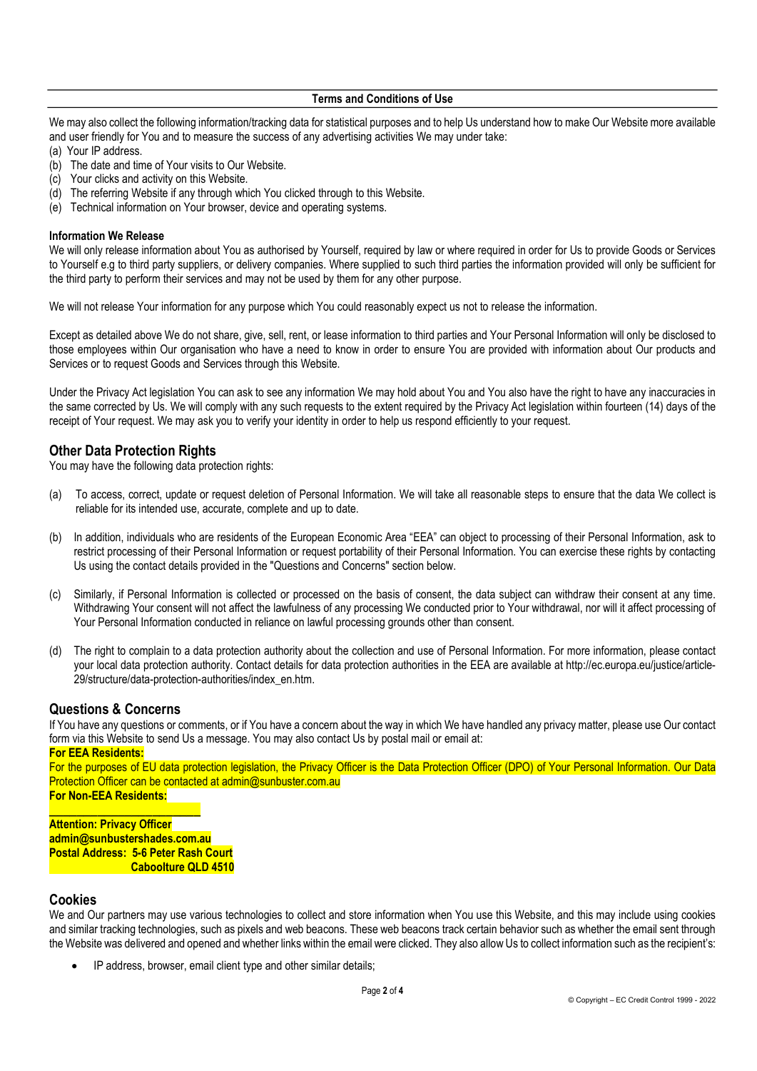We may also collect the following information/tracking data for statistical purposes and to help Us understand how to make Our Website more available and user friendly for You and to measure the success of any advertising activities We may under take:

(a) Your IP address.
(b) The date and time of Your visits to Our Website.
(c) Your clicks and activity on this Website.
(d) The referring Website if any through which You clicked through to this Website.
(e) Technical information on Your browser, device and operating systems.

**Information We Release**

We will only release information about You as authorised by Yourself, required by law or where required in order for Us to provide Goods or Services to Yourself e.g to third party suppliers, or delivery companies. Where supplied to such third parties the information provided will only be sufficient for the third party to perform their services and may not be used by them for any other purpose.

We will not release Your information for any purpose which You could reasonably expect us not to release the information.

Except as detailed above We do not share, give, sell, rent, or lease information to third parties and Your Personal Information will only be disclosed to those employees within Our organisation who have a need to know in order to ensure You are provided with information about Our products and Services or to request Goods and Services through this Website.

Under the Privacy Act legislation You can ask to see any information We may hold about You and You also have the right to have any inaccuracies in the same corrected by Us. We will comply with any such requests to the extent required by the Privacy Act legislation within fourteen (14) days of the receipt of Your request. We may ask you to verify your identity in order to help us respond efficiently to your request.

## Other Data Protection Rights

You may have the following data protection rights:

(a) To access, correct, update or request deletion of Personal Information. We will take all reasonable steps to ensure that the data We collect is reliable for its intended use, accurate, complete and up to date.

(b) In addition, individuals who are residents of the European Economic Area "EEA" can object to processing of their Personal Information, ask to restrict processing of their Personal Information or request portability of their Personal Information. You can exercise these rights by contacting Us using the contact details provided in the "Questions and Concerns" section below.

(c) Similarly, if Personal Information is collected or processed on the basis of consent, the data subject can withdraw their consent at any time. Withdrawing Your consent will not affect the lawfulness of any processing We conducted prior to Your withdrawal, nor will it affect processing of Your Personal Information conducted in reliance on lawful processing grounds other than consent.

(d) The right to complain to a data protection authority about the collection and use of Personal Information. For more information, please contact your local data protection authority. Contact details for data protection authorities in the EEA are available at http://ec.europa.eu/justice/article-29/structure/data-protection-authorities/index_en.htm.

## Questions & Concerns

If You have any questions or comments, or if You have a concern about the way in which We have handled any privacy matter, please use Our contact form via this Website to send Us a message. You may also contact Us by postal mail or email at:

**For EEA Residents:**

For the purposes of EU data protection legislation, the Privacy Officer is the Data Protection Officer (DPO) of Your Personal Information. Our Data Protection Officer can be contacted at admin@sunbuster.com.au

**For Non-EEA Residents:**

**Attention: Privacy Officer**
**admin@sunbustershades.com.au**
**Postal Address: 5-6 Peter Rash Court**
**Caboolture QLD 4510**

## Cookies

We and Our partners may use various technologies to collect and store information when You use this Website, and this may include using cookies and similar tracking technologies, such as pixels and web beacons. These web beacons track certain behavior such as whether the email sent through the Website was delivered and opened and whether links within the email were clicked. They also allow Us to collect information such as the recipient's:

- IP address, browser, email client type and other similar details;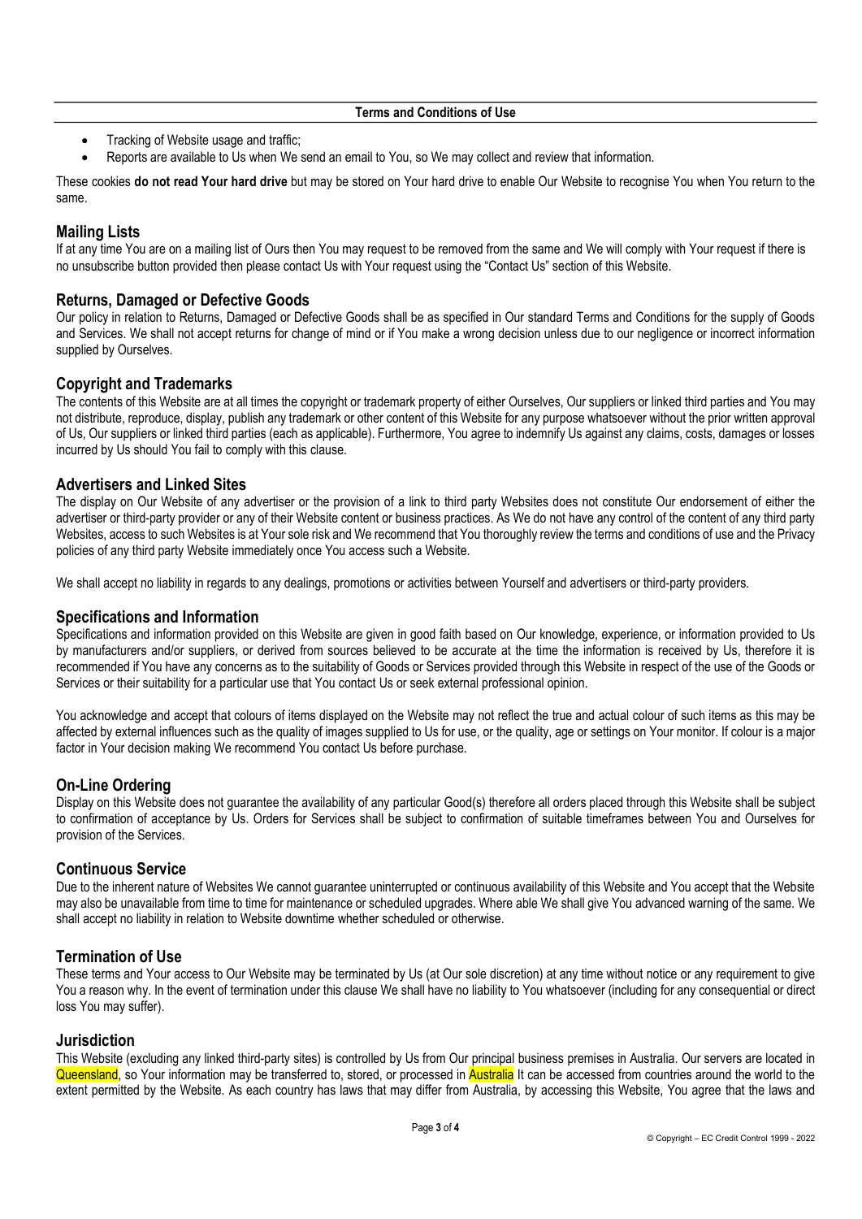- Tracking of Website usage and traffic;
- Reports are available to Us when We send an email to You, so We may collect and review that information.

These cookies **do not read Your hard drive** but may be stored on Your hard drive to enable Our Website to recognise You when You return to the same.

## Mailing Lists

If at any time You are on a mailing list of Ours then You may request to be removed from the same and We will comply with Your request if there is no unsubscribe button provided then please contact Us with Your request using the "Contact Us" section of this Website.

## Returns, Damaged or Defective Goods

Our policy in relation to Returns, Damaged or Defective Goods shall be as specified in Our standard Terms and Conditions for the supply of Goods and Services. We shall not accept returns for change of mind or if You make a wrong decision unless due to our negligence or incorrect information supplied by Ourselves.

## Copyright and Trademarks

The contents of this Website are at all times the copyright or trademark property of either Ourselves, Our suppliers or linked third parties and You may not distribute, reproduce, display, publish any trademark or other content of this Website for any purpose whatsoever without the prior written approval of Us, Our suppliers or linked third parties (each as applicable). Furthermore, You agree to indemnify Us against any claims, costs, damages or losses incurred by Us should You fail to comply with this clause.

## Advertisers and Linked Sites

The display on Our Website of any advertiser or the provision of a link to third party Websites does not constitute Our endorsement of either the advertiser or third-party provider or any of their Website content or business practices. As We do not have any control of the content of any third party Websites, access to such Websites is at Your sole risk and We recommend that You thoroughly review the terms and conditions of use and the Privacy policies of any third party Website immediately once You access such a Website.

We shall accept no liability in regards to any dealings, promotions or activities between Yourself and advertisers or third-party providers.

## Specifications and Information

Specifications and information provided on this Website are given in good faith based on Our knowledge, experience, or information provided to Us by manufacturers and/or suppliers, or derived from sources believed to be accurate at the time the information is received by Us, therefore it is recommended if You have any concerns as to the suitability of Goods or Services provided through this Website in respect of the use of the Goods or Services or their suitability for a particular use that You contact Us or seek external professional opinion.

You acknowledge and accept that colours of items displayed on the Website may not reflect the true and actual colour of such items as this may be affected by external influences such as the quality of images supplied to Us for use, or the quality, age or settings on Your monitor. If colour is a major factor in Your decision making We recommend You contact Us before purchase.

## On-Line Ordering

Display on this Website does not guarantee the availability of any particular Good(s) therefore all orders placed through this Website shall be subject to confirmation of acceptance by Us. Orders for Services shall be subject to confirmation of suitable timeframes between You and Ourselves for provision of the Services.

## Continuous Service

Due to the inherent nature of Websites We cannot guarantee uninterrupted or continuous availability of this Website and You accept that the Website may also be unavailable from time to time for maintenance or scheduled upgrades. Where able We shall give You advanced warning of the same. We shall accept no liability in relation to Website downtime whether scheduled or otherwise.

## Termination of Use

These terms and Your access to Our Website may be terminated by Us (at Our sole discretion) at any time without notice or any requirement to give You a reason why. In the event of termination under this clause We shall have no liability to You whatsoever (including for any consequential or direct loss You may suffer).

## Jurisdiction

This Website (excluding any linked third-party sites) is controlled by Us from Our principal business premises in Australia. Our servers are located in Queensland, so Your information may be transferred to, stored, or processed in Australia It can be accessed from countries around the world to the extent permitted by the Website. As each country has laws that may differ from Australia, by accessing this Website, You agree that the laws and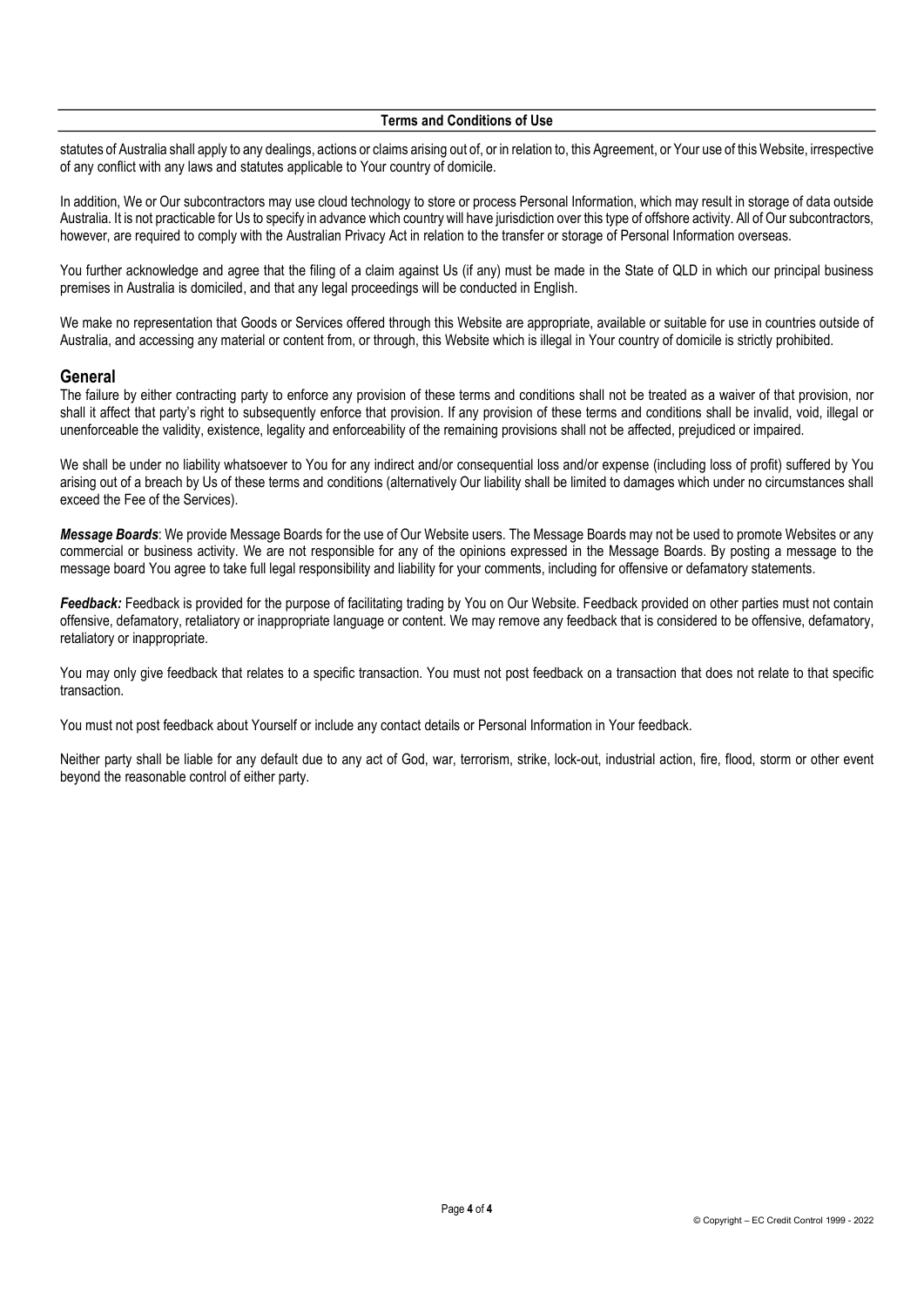statutes of Australia shall apply to any dealings, actions or claims arising out of, or in relation to, this Agreement, or Your use of this Website, irrespective of any conflict with any laws and statutes applicable to Your country of domicile.

In addition, We or Our subcontractors may use cloud technology to store or process Personal Information, which may result in storage of data outside Australia. It is not practicable for Us to specify in advance which country will have jurisdiction over this type of offshore activity. All of Our subcontractors, however, are required to comply with the Australian Privacy Act in relation to the transfer or storage of Personal Information overseas.

You further acknowledge and agree that the filing of a claim against Us (if any) must be made in the State of QLD in which our principal business premises in Australia is domiciled, and that any legal proceedings will be conducted in English.

We make no representation that Goods or Services offered through this Website are appropriate, available or suitable for use in countries outside of Australia, and accessing any material or content from, or through, this Website which is illegal in Your country of domicile is strictly prohibited.

## General

The failure by either contracting party to enforce any provision of these terms and conditions shall not be treated as a waiver of that provision, nor shall it affect that party's right to subsequently enforce that provision. If any provision of these terms and conditions shall be invalid, void, illegal or unenforceable the validity, existence, legality and enforceability of the remaining provisions shall not be affected, prejudiced or impaired.

We shall be under no liability whatsoever to You for any indirect and/or consequential loss and/or expense (including loss of profit) suffered by You arising out of a breach by Us of these terms and conditions (alternatively Our liability shall be limited to damages which under no circumstances shall exceed the Fee of the Services).

***Message Boards***: We provide Message Boards for the use of Our Website users. The Message Boards may not be used to promote Websites or any commercial or business activity. We are not responsible for any of the opinions expressed in the Message Boards. By posting a message to the message board You agree to take full legal responsibility and liability for your comments, including for offensive or defamatory statements.

***Feedback:*** Feedback is provided for the purpose of facilitating trading by You on Our Website. Feedback provided on other parties must not contain offensive, defamatory, retaliatory or inappropriate language or content. We may remove any feedback that is considered to be offensive, defamatory, retaliatory or inappropriate.

You may only give feedback that relates to a specific transaction. You must not post feedback on a transaction that does not relate to that specific transaction.

You must not post feedback about Yourself or include any contact details or Personal Information in Your feedback.

Neither party shall be liable for any default due to any act of God, war, terrorism, strike, lock-out, industrial action, fire, flood, storm or other event beyond the reasonable control of either party.

© Copyright – EC Credit Control 1999 - 2022